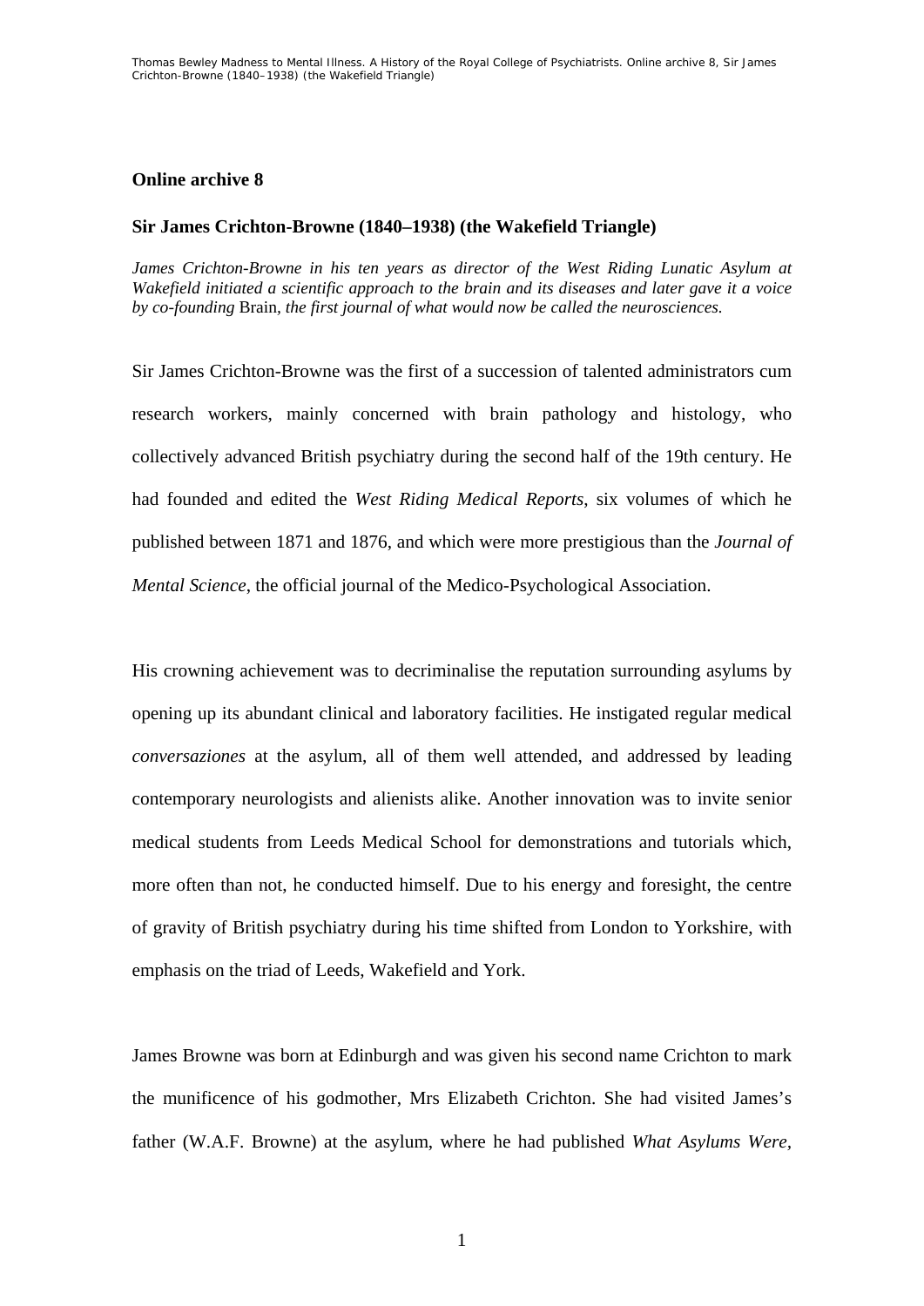## Online archive 8

### Sir James Crichton-Browne (1840–1938) (the Wakefield Triangle)

*James Crichton-Browne in his ten years as director of the West Riding Lunatic Asylum at Wakefield initiated a scientific approach to the brain and its diseases and later gave it a voice by co-founding* Brain*, the first journal of what would now be called the neurosciences.*

Sir James Crichton-Browne was the first of a succession of talented administrators cum research workers, mainly concerned with brain pathology and histology, who collectively advanced British psychiatry during the second half of the 19th century. He had founded and edited the *West Riding Medical Reports*, six volumes of which he published between 1871 and 1876, and which were more prestigious than the *Journal of Mental Science*, the official journal of the Medico-Psychological Association.

His crowning achievement was to decriminalise the reputation surrounding asylums by opening up its abundant clinical and laboratory facilities. He instigated regular medical *conversaziones* at the asylum, all of them well attended, and addressed by leading contemporary neurologists and alienists alike. Another innovation was to invite senior medical students from Leeds Medical School for demonstrations and tutorials which, more often than not, he conducted himself. Due to his energy and foresight, the centre of gravity of British psychiatry during his time shifted from London to Yorkshire, with emphasis on the triad of Leeds, Wakefield and York.

James Browne was born at Edinburgh and was given his second name Crichton to mark the munificence of his godmother, Mrs Elizabeth Crichton. She had visited James's father (W.A.F. Browne) at the asylum, where he had published *What Asylums Were*,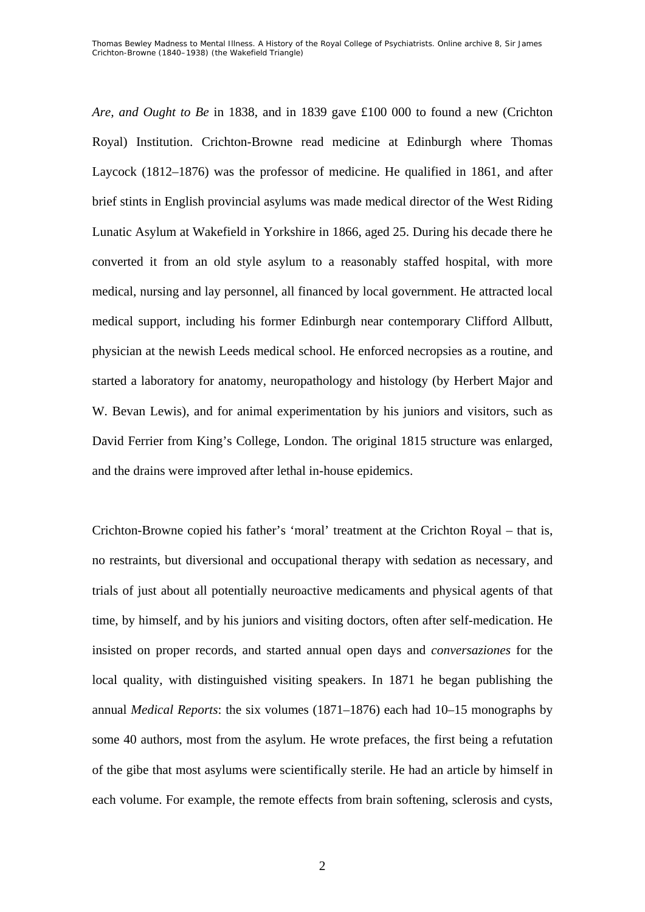*Are, and Ought to Be* in 1838, and in 1839 gave £100 000 to found a new (Crichton Royal) Institution. Crichton-Browne read medicine at Edinburgh where Thomas Laycock (1812–1876) was the professor of medicine. He qualified in 1861, and after brief stints in English provincial asylums was made medical director of the West Riding Lunatic Asylum at Wakefield in Yorkshire in 1866, aged 25. During his decade there he converted it from an old style asylum to a reasonably staffed hospital, with more medical, nursing and lay personnel, all financed by local government. He attracted local medical support, including his former Edinburgh near contemporary Clifford Allbutt, physician at the newish Leeds medical school. He enforced necropsies as a routine, and started a laboratory for anatomy, neuropathology and histology (by Herbert Major and W. Bevan Lewis), and for animal experimentation by his juniors and visitors, such as David Ferrier from King's College, London. The original 1815 structure was enlarged, and the drains were improved after lethal in-house epidemics.

Crichton-Browne copied his father's 'moral' treatment at the Crichton Royal – that is, no restraints, but diversional and occupational therapy with sedation as necessary, and trials of just about all potentially neuroactive medicaments and physical agents of that time, by himself, and by his juniors and visiting doctors, often after self-medication. He insisted on proper records, and started annual open days and *conversaziones* for the local quality, with distinguished visiting speakers. In 1871 he began publishing the annual *Medical Reports*: the six volumes (1871–1876) each had 10–15 monographs by some 40 authors, most from the asylum. He wrote prefaces, the first being a refutation of the gibe that most asylums were scientifically sterile. He had an article by himself in each volume. For example, the remote effects from brain softening, sclerosis and cysts,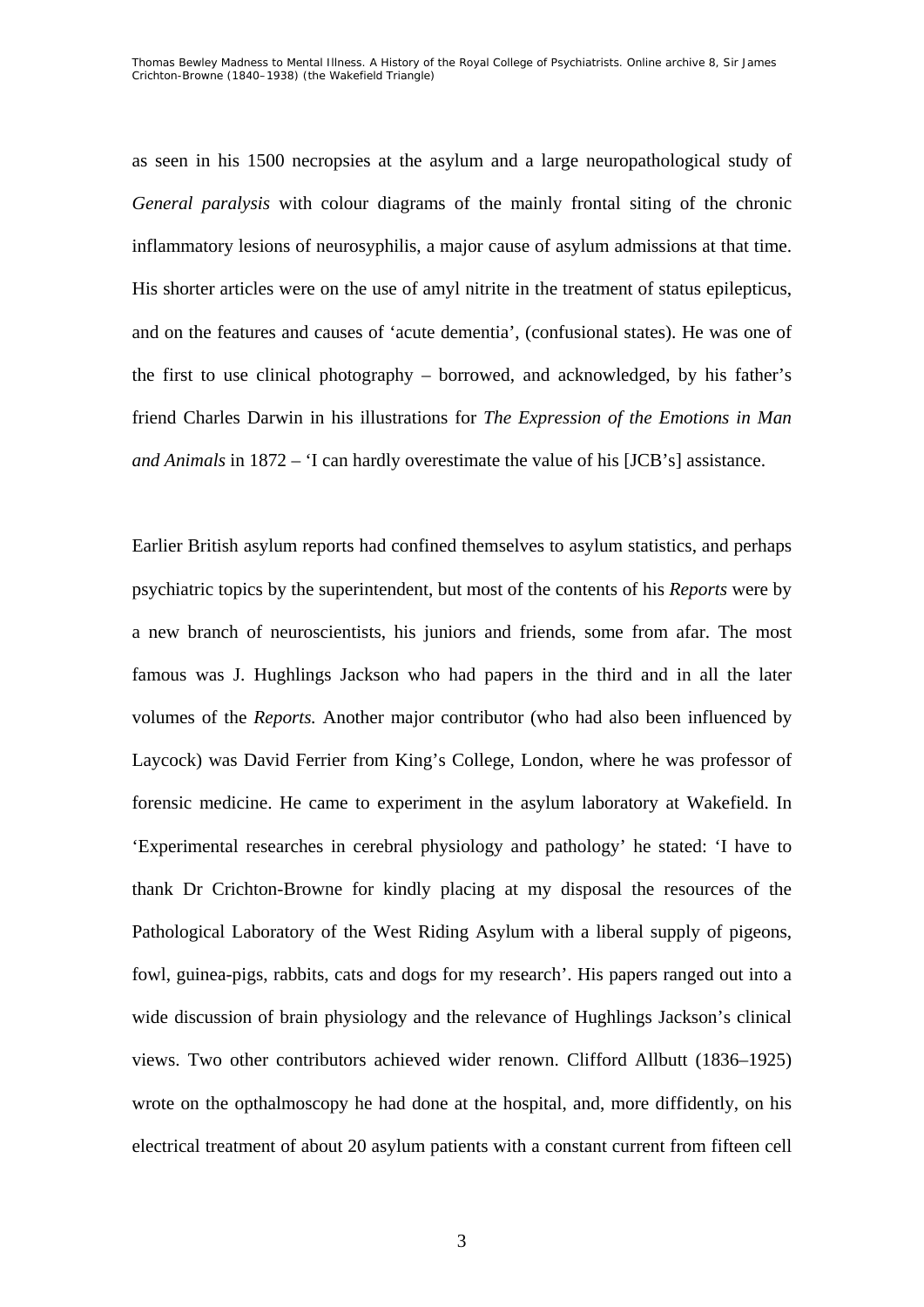as seen in his 1500 necropsies at the asylum and a large neuropathological study of *General paralysis* with colour diagrams of the mainly frontal siting of the chronic inflammatory lesions of neurosyphilis, a major cause of asylum admissions at that time. His shorter articles were on the use of amyl nitrite in the treatment of status epilepticus, and on the features and causes of 'acute dementia', (confusional states). He was one of the first to use clinical photography – borrowed, and acknowledged, by his father's friend Charles Darwin in his illustrations for *The Expression of the Emotions in Man and Animals* in 1872 – 'I can hardly overestimate the value of his [JCB's] assistance.

Earlier British asylum reports had confined themselves to asylum statistics, and perhaps psychiatric topics by the superintendent, but most of the contents of his *Reports* were by a new branch of neuroscientists, his juniors and friends, some from afar. The most famous was J. Hughlings Jackson who had papers in the third and in all the later volumes of the *Reports.* Another major contributor (who had also been influenced by Laycock) was David Ferrier from King's College, London, where he was professor of forensic medicine. He came to experiment in the asylum laboratory at Wakefield. In 'Experimental researches in cerebral physiology and pathology' he stated: 'I have to thank Dr Crichton-Browne for kindly placing at my disposal the resources of the Pathological Laboratory of the West Riding Asylum with a liberal supply of pigeons, fowl, guinea-pigs, rabbits, cats and dogs for my research'. His papers ranged out into a wide discussion of brain physiology and the relevance of Hughlings Jackson's clinical views. Two other contributors achieved wider renown. Clifford Allbutt (1836–1925) wrote on the opthalmoscopy he had done at the hospital, and, more diffidently, on his electrical treatment of about 20 asylum patients with a constant current from fifteen cell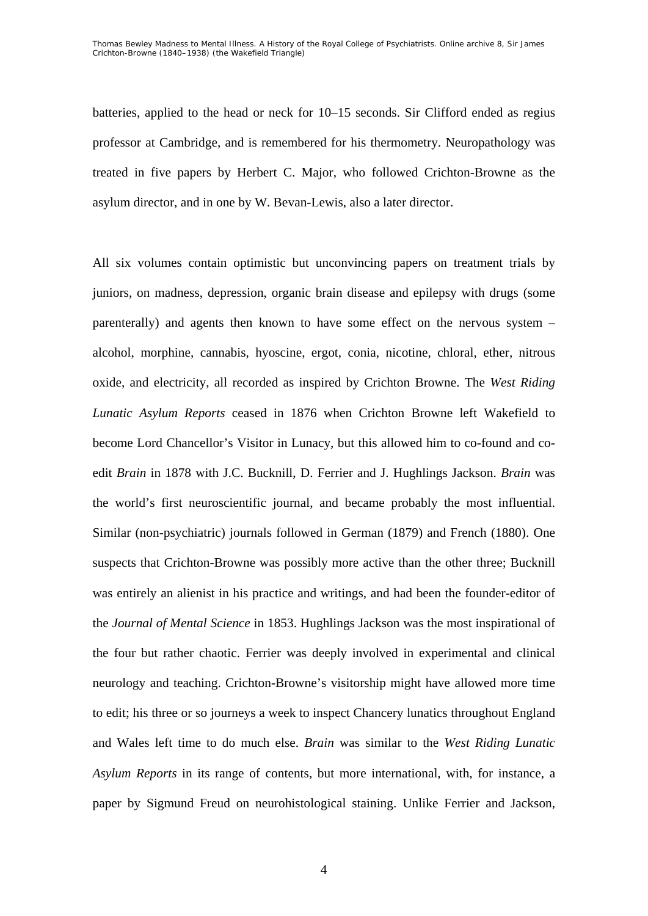batteries, applied to the head or neck for 10–15 seconds. Sir Clifford ended as regius professor at Cambridge, and is remembered for his thermometry. Neuropathology was treated in five papers by Herbert C. Major, who followed Crichton-Browne as the asylum director, and in one by W. Bevan-Lewis, also a later director.

All six volumes contain optimistic but unconvincing papers on treatment trials by juniors, on madness, depression, organic brain disease and epilepsy with drugs (some parenterally) and agents then known to have some effect on the nervous system – alcohol, morphine, cannabis, hyoscine, ergot, conia, nicotine, chloral, ether, nitrous oxide, and electricity, all recorded as inspired by Crichton Browne. The *West Riding Lunatic Asylum Reports* ceased in 1876 when Crichton Browne left Wakefield to become Lord Chancellor's Visitor in Lunacy, but this allowed him to co-found and co-edit *Brain* in 1878 with J.C. Bucknill, D. Ferrier and J. Hughlings Jackson. *Brain* was the world's first neuroscientific journal, and became probably the most influential. Similar (non-psychiatric) journals followed in German (1879) and French (1880). One suspects that Crichton-Browne was possibly more active than the other three; Bucknill was entirely an alienist in his practice and writings, and had been the founder-editor of the *Journal of Mental Science* in 1853. Hughlings Jackson was the most inspirational of the four but rather chaotic. Ferrier was deeply involved in experimental and clinical neurology and teaching. Crichton-Browne's visitorship might have allowed more time to edit; his three or so journeys a week to inspect Chancery lunatics throughout England and Wales left time to do much else. *Brain* was similar to the *West Riding Lunatic Asylum Reports* in its range of contents, but more international, with, for instance, a paper by Sigmund Freud on neurohistological staining. Unlike Ferrier and Jackson,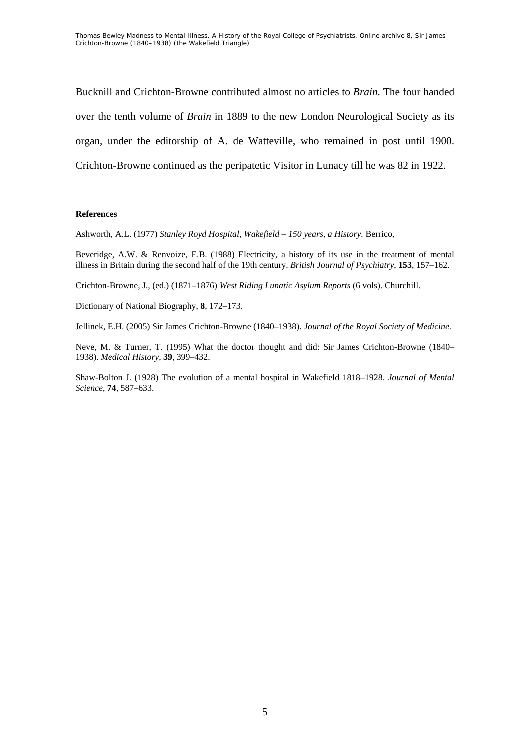Bucknill and Crichton-Browne contributed almost no articles to *Brain*. The four handed over the tenth volume of *Brain* in 1889 to the new London Neurological Society as its organ, under the editorship of A. de Watteville, who remained in post until 1900. Crichton-Browne continued as the peripatetic Visitor in Lunacy till he was 82 in 1922.

**References**

Ashworth, A.L. (1977) *Stanley Royd Hospital, Wakefield – 150 years, a History*. Berrico,

Beveridge, A.W. & Renvoize, E.B. (1988) Electricity, a history of its use in the treatment of mental illness in Britain during the second half of the 19th century. *British Journal of Psychiatry*, **153**, 157–162.

Crichton-Browne, J., (ed.) (1871–1876) *West Riding Lunatic Asylum Reports* (6 vols). Churchill.

Dictionary of National Biography, **8**, 172–173.

Jellinek, E.H. (2005) Sir James Crichton-Browne (1840–1938). *Journal of the Royal Society of Medicine*.

Neve, M. & Turner, T. (1995) What the doctor thought and did: Sir James Crichton-Browne (1840–1938). *Medical History*, **39**, 399–432.

Shaw-Bolton J. (1928) The evolution of a mental hospital in Wakefield 1818–1928. *Journal of Mental Science*, **74**, 587–633.